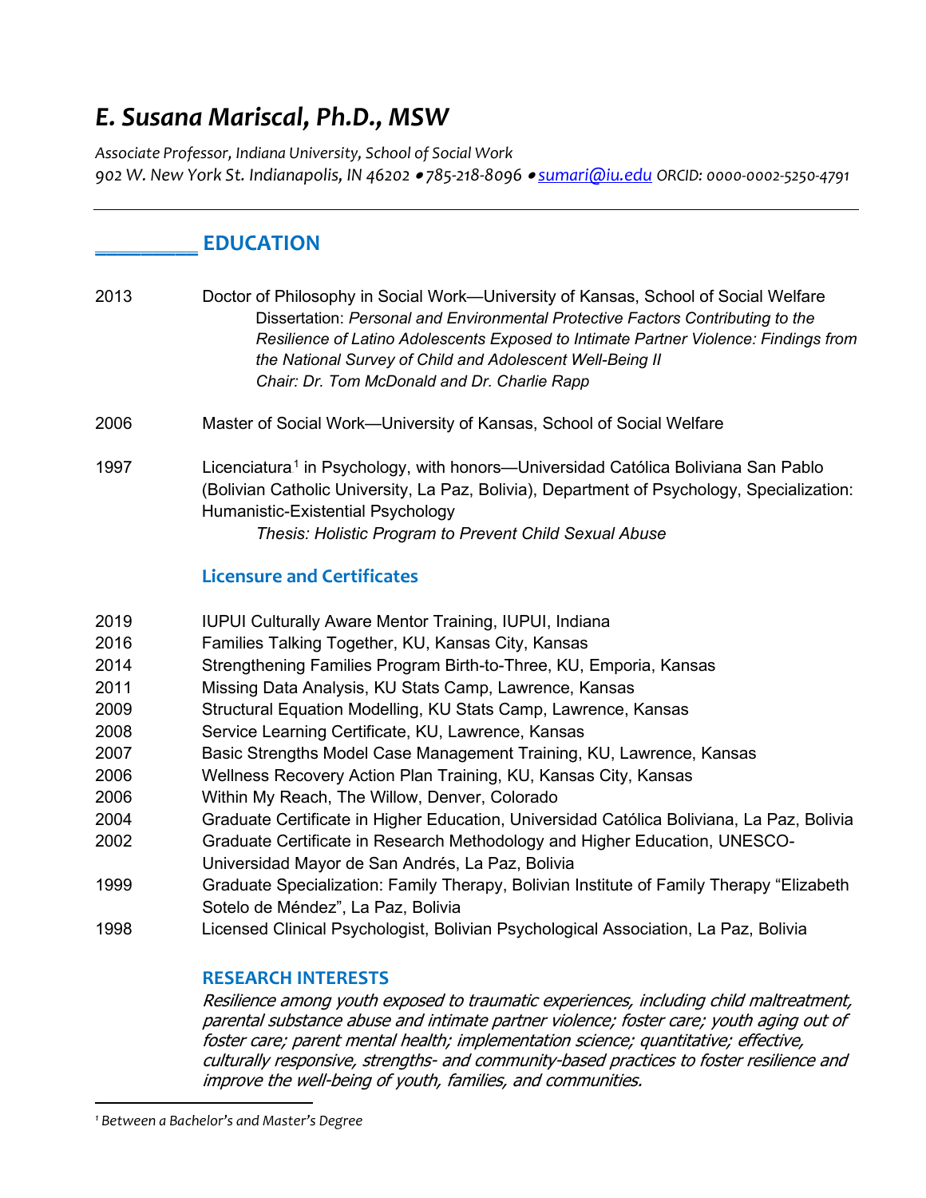# E. Susana Mariscal, Ph.D., MSW

*Associate Professor, Indiana University, School of Social Work*
*902 W. New York St. Indianapolis, IN 46202 • 785-218-8096 • sumari@iu.edu ORCID: 0000-0002-5250-4791*

## EDUCATION

2013 Doctor of Philosophy in Social Work—University of Kansas, School of Social Welfare
Dissertation: *Personal and Environmental Protective Factors Contributing to the Resilience of Latino Adolescents Exposed to Intimate Partner Violence: Findings from the National Survey of Child and Adolescent Well-Being II*
*Chair: Dr. Tom McDonald and Dr. Charlie Rapp*

2006 Master of Social Work—University of Kansas, School of Social Welfare

1997 Licenciatura[1] in Psychology, with honors—Universidad Católica Boliviana San Pablo (Bolivian Catholic University, La Paz, Bolivia), Department of Psychology, Specialization: Humanistic-Existential Psychology
*Thesis: Holistic Program to Prevent Child Sexual Abuse*

### Licensure and Certificates

- 2019 IUPUI Culturally Aware Mentor Training, IUPUI, Indiana
- 2016 Families Talking Together, KU, Kansas City, Kansas
- 2014 Strengthening Families Program Birth-to-Three, KU, Emporia, Kansas
- 2011 Missing Data Analysis, KU Stats Camp, Lawrence, Kansas
- 2009 Structural Equation Modelling, KU Stats Camp, Lawrence, Kansas
- 2008 Service Learning Certificate, KU, Lawrence, Kansas
- 2007 Basic Strengths Model Case Management Training, KU, Lawrence, Kansas
- 2006 Wellness Recovery Action Plan Training, KU, Kansas City, Kansas
- 2006 Within My Reach, The Willow, Denver, Colorado
- 2004 Graduate Certificate in Higher Education, Universidad Católica Boliviana, La Paz, Bolivia
- 2002 Graduate Certificate in Research Methodology and Higher Education, UNESCO-Universidad Mayor de San Andrés, La Paz, Bolivia
- 1999 Graduate Specialization: Family Therapy, Bolivian Institute of Family Therapy "Elizabeth Sotelo de Méndez", La Paz, Bolivia
- 1998 Licensed Clinical Psychologist, Bolivian Psychological Association, La Paz, Bolivia

### RESEARCH INTERESTS

*Resilience among youth exposed to traumatic experiences, including child maltreatment, parental substance abuse and intimate partner violence; foster care; youth aging out of foster care; parent mental health; implementation science; quantitative; effective, culturally responsive, strengths- and community-based practices to foster resilience and improve the well-being of youth, families, and communities.*

---

[1] *Between a Bachelor's and Master's Degree*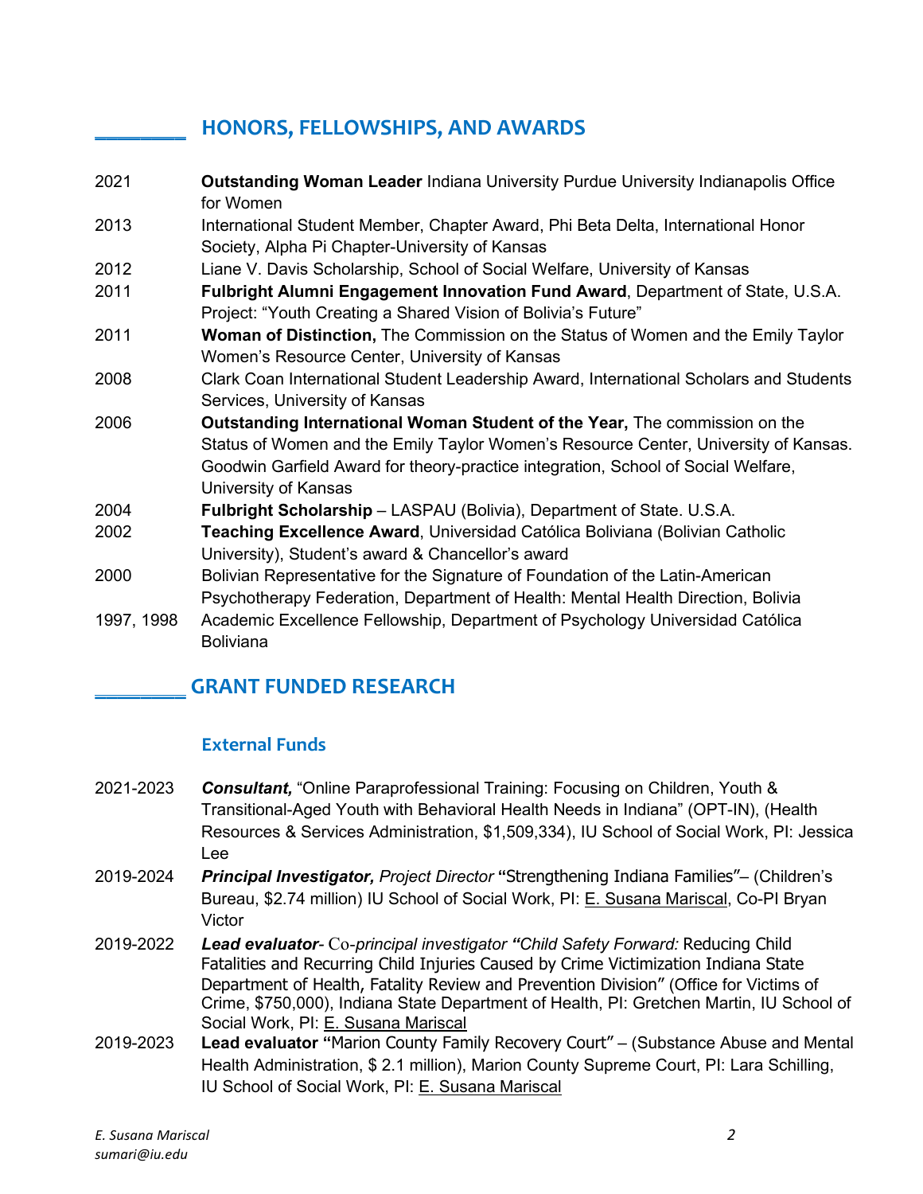## HONORS, FELLOWSHIPS, AND AWARDS

2021 **Outstanding Woman Leader** Indiana University Purdue University Indianapolis Office for Women

2013 International Student Member, Chapter Award, Phi Beta Delta, International Honor Society, Alpha Pi Chapter-University of Kansas

2012 Liane V. Davis Scholarship, School of Social Welfare, University of Kansas

2011 **Fulbright Alumni Engagement Innovation Fund Award**, Department of State, U.S.A. Project: "Youth Creating a Shared Vision of Bolivia's Future"

2011 **Woman of Distinction,** The Commission on the Status of Women and the Emily Taylor Women's Resource Center, University of Kansas

2008 Clark Coan International Student Leadership Award, International Scholars and Students Services, University of Kansas

2006 **Outstanding International Woman Student of the Year,** The commission on the Status of Women and the Emily Taylor Women's Resource Center, University of Kansas. Goodwin Garfield Award for theory-practice integration, School of Social Welfare, University of Kansas

2004 **Fulbright Scholarship** – LASPAU (Bolivia), Department of State. U.S.A.

2002 **Teaching Excellence Award**, Universidad Católica Boliviana (Bolivian Catholic University), Student's award & Chancellor's award

2000 Bolivian Representative for the Signature of Foundation of the Latin-American Psychotherapy Federation, Department of Health: Mental Health Direction, Bolivia

1997, 1998 Academic Excellence Fellowship, Department of Psychology Universidad Católica Boliviana

## GRANT FUNDED RESEARCH

### External Funds

2021-2023 ***Consultant,*** "Online Paraprofessional Training: Focusing on Children, Youth & Transitional-Aged Youth with Behavioral Health Needs in Indiana" (OPT-IN), (Health Resources & Services Administration, $1,509,334), IU School of Social Work, PI: Jessica Lee

2019-2024 ***Principal Investigator,*** *Project Director* **"**Strengthening Indiana Families"– (Children's Bureau, $2.74 million) IU School of Social Work, PI: E. Susana Mariscal, Co-PI Bryan Victor

2019-2022 ***Lead evaluator****- Co-principal investigator* ***"****Child Safety Forward:* Reducing Child Fatalities and Recurring Child Injuries Caused by Crime Victimization Indiana State Department of Health, Fatality Review and Prevention Division" (Office for Victims of Crime, $750,000), Indiana State Department of Health, PI: Gretchen Martin, IU School of Social Work, PI: E. Susana Mariscal

2019-2023 **Lead evaluator "**Marion County Family Recovery Court" – (Substance Abuse and Mental Health Administration, $ 2.1 million), Marion County Supreme Court, PI: Lara Schilling, IU School of Social Work, PI: E. Susana Mariscal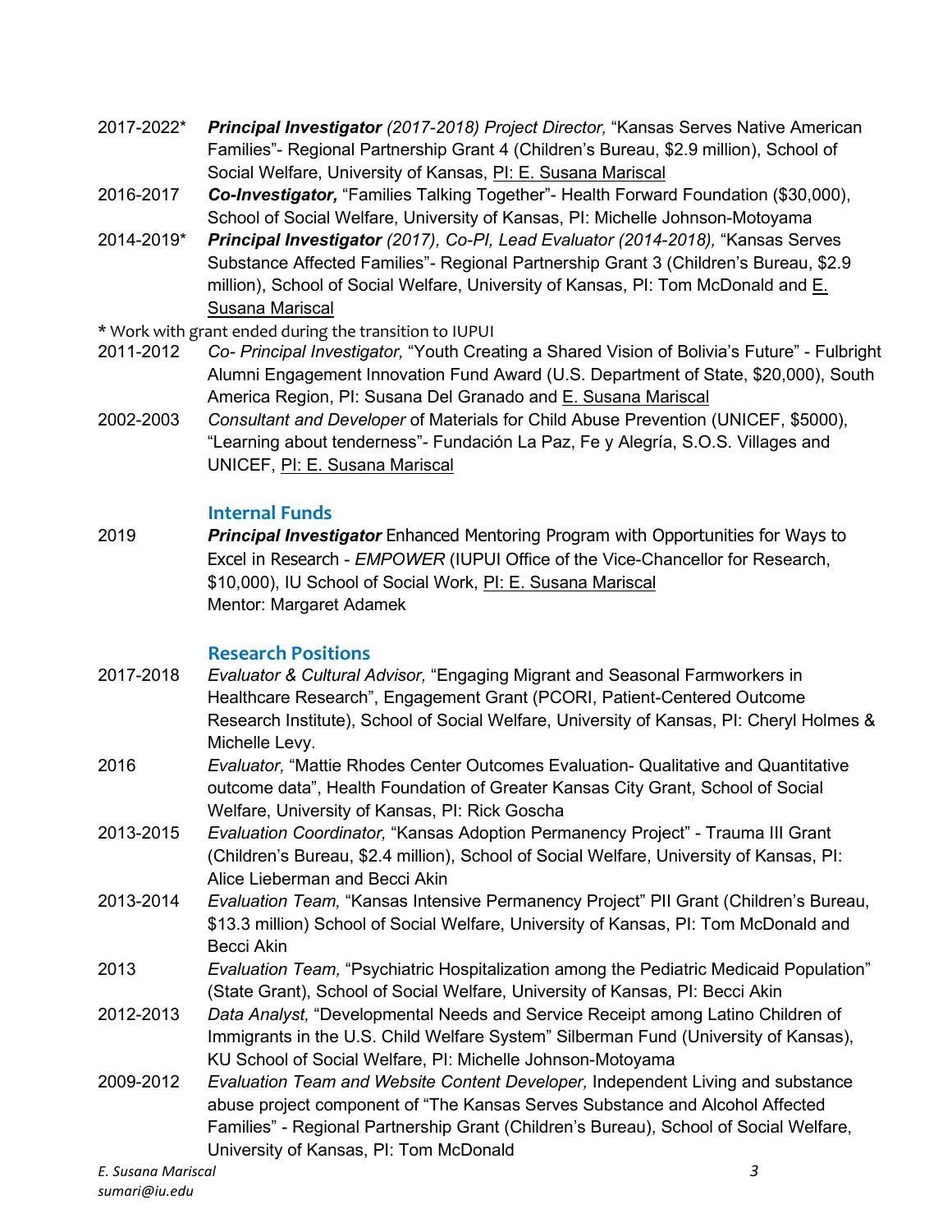2017-2022* ***Principal Investigator*** *(2017-2018) Project Director,* "Kansas Serves Native American Families"- Regional Partnership Grant 4 (Children's Bureau, $2.9 million), School of Social Welfare, University of Kansas, <u>PI: E. Susana Mariscal</u>

2016-2017 ***Co-Investigator,*** "Families Talking Together"- Health Forward Foundation ($30,000), School of Social Welfare, University of Kansas, PI: Michelle Johnson-Motoyama

2014-2019* ***Principal Investigator*** *(2017), Co-PI, Lead Evaluator (2014-2018),* "Kansas Serves Substance Affected Families"- Regional Partnership Grant 3 (Children's Bureau, $2.9 million), School of Social Welfare, University of Kansas, PI: Tom McDonald and <u>E. Susana Mariscal</u>

\* Work with grant ended during the transition to IUPUI

2011-2012 *Co- Principal Investigator,* "Youth Creating a Shared Vision of Bolivia's Future" - Fulbright Alumni Engagement Innovation Fund Award (U.S. Department of State, $20,000), South America Region, PI: Susana Del Granado and <u>E. Susana Mariscal</u>

2002-2003 *Consultant and Developer* of Materials for Child Abuse Prevention (UNICEF, $5000), "Learning about tenderness"- Fundación La Paz, Fe y Alegría, S.O.S. Villages and UNICEF, <u>PI: E. Susana Mariscal</u>

## Internal Funds

2019 ***Principal Investigator*** Enhanced Mentoring Program with Opportunities for Ways to Excel in Research - *EMPOWER* (IUPUI Office of the Vice-Chancellor for Research, $10,000), IU School of Social Work, <u>PI: E. Susana Mariscal</u>
Mentor: Margaret Adamek

## Research Positions

2017-2018 *Evaluator & Cultural Advisor,* "Engaging Migrant and Seasonal Farmworkers in Healthcare Research", Engagement Grant (PCORI, Patient-Centered Outcome Research Institute), School of Social Welfare, University of Kansas, PI: Cheryl Holmes & Michelle Levy.

2016 *Evaluator,* "Mattie Rhodes Center Outcomes Evaluation- Qualitative and Quantitative outcome data", Health Foundation of Greater Kansas City Grant, School of Social Welfare, University of Kansas, PI: Rick Goscha

2013-2015 *Evaluation Coordinator,* "Kansas Adoption Permanency Project" - Trauma III Grant (Children's Bureau, $2.4 million), School of Social Welfare, University of Kansas, PI: Alice Lieberman and Becci Akin

2013-2014 *Evaluation Team,* "Kansas Intensive Permanency Project" PII Grant (Children's Bureau, $13.3 million) School of Social Welfare, University of Kansas, PI: Tom McDonald and Becci Akin

2013 *Evaluation Team,* "Psychiatric Hospitalization among the Pediatric Medicaid Population" (State Grant), School of Social Welfare, University of Kansas, PI: Becci Akin

2012-2013 *Data Analyst,* "Developmental Needs and Service Receipt among Latino Children of Immigrants in the U.S. Child Welfare System" Silberman Fund (University of Kansas), KU School of Social Welfare, PI: Michelle Johnson-Motoyama

2009-2012 *Evaluation Team and Website Content Developer,* Independent Living and substance abuse project component of "The Kansas Serves Substance and Alcohol Affected Families" - Regional Partnership Grant (Children's Bureau), School of Social Welfare, University of Kansas, PI: Tom McDonald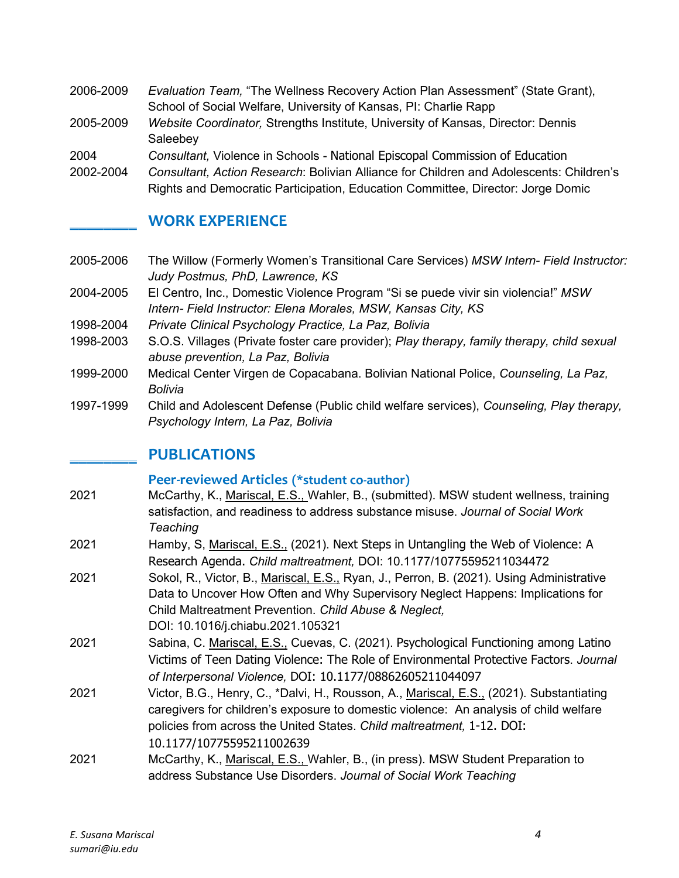2006-2009 *Evaluation Team,* "The Wellness Recovery Action Plan Assessment" (State Grant), School of Social Welfare, University of Kansas, PI: Charlie Rapp

2005-2009 *Website Coordinator,* Strengths Institute, University of Kansas, Director: Dennis Saleebey

2004 *Consultant,* Violence in Schools - National Episcopal Commission of Education

2002-2004 *Consultant, Action Research*: Bolivian Alliance for Children and Adolescents: Children's Rights and Democratic Participation, Education Committee, Director: Jorge Domic

## WORK EXPERIENCE

2005-2006 The Willow (Formerly Women's Transitional Care Services) *MSW Intern- Field Instructor: Judy Postmus, PhD, Lawrence, KS*

2004-2005 El Centro, Inc., Domestic Violence Program "Si se puede vivir sin violencia!" *MSW Intern- Field Instructor: Elena Morales, MSW, Kansas City, KS*

1998-2004 *Private Clinical Psychology Practice, La Paz, Bolivia*

1998-2003 S.O.S. Villages (Private foster care provider); *Play therapy, family therapy, child sexual abuse prevention, La Paz, Bolivia*

1999-2000 Medical Center Virgen de Copacabana. Bolivian National Police, *Counseling, La Paz, Bolivia*

1997-1999 Child and Adolescent Defense (Public child welfare services), *Counseling, Play therapy, Psychology Intern, La Paz, Bolivia*

## PUBLICATIONS

### Peer-reviewed Articles (*student co-author)

2021 McCarthy, K., Mariscal, E.S., Wahler, B., (submitted). MSW student wellness, training satisfaction, and readiness to address substance misuse. *Journal of Social Work Teaching*

2021 Hamby, S, Mariscal, E.S., (2021). Next Steps in Untangling the Web of Violence: A Research Agenda. *Child maltreatment,* DOI: 10.1177/10775595211034472

2021 Sokol, R., Victor, B., Mariscal, E.S., Ryan, J., Perron, B. (2021). Using Administrative Data to Uncover How Often and Why Supervisory Neglect Happens: Implications for Child Maltreatment Prevention. *Child Abuse & Neglect,* DOI: 10.1016/j.chiabu.2021.105321

2021 Sabina, C. Mariscal, E.S., Cuevas, C. (2021). Psychological Functioning among Latino Victims of Teen Dating Violence: The Role of Environmental Protective Factors. *Journal of Interpersonal Violence,* DOI: 10.1177/08862605211044097

2021 Victor, B.G., Henry, C., *Dalvi, H., Rousson, A., Mariscal, E.S., (2021). Substantiating caregivers for children's exposure to domestic violence: An analysis of child welfare policies from across the United States. *Child maltreatment,* 1-12. DOI: 10.1177/10775595211002639

2021 McCarthy, K., Mariscal, E.S., Wahler, B., (in press). MSW Student Preparation to address Substance Use Disorders. *Journal of Social Work Teaching*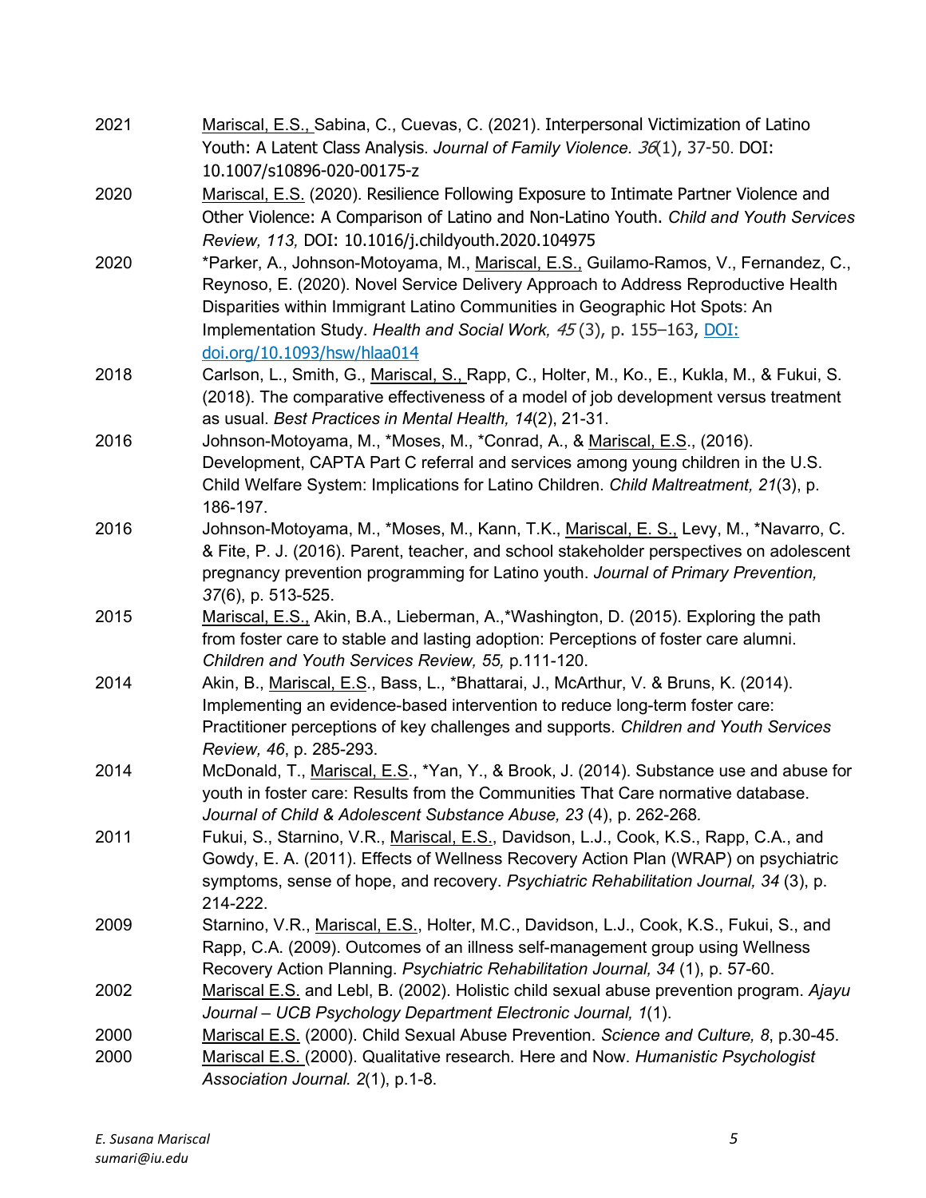2021 Mariscal, E.S., Sabina, C., Cuevas, C. (2021). Interpersonal Victimization of Latino Youth: A Latent Class Analysis. *Journal of Family Violence. 36*(1), 37-50. DOI: 10.1007/s10896-020-00175-z

2020 Mariscal, E.S. (2020). Resilience Following Exposure to Intimate Partner Violence and Other Violence: A Comparison of Latino and Non-Latino Youth. *Child and Youth Services Review, 113,* DOI: 10.1016/j.childyouth.2020.104975

2020 *Parker, A., Johnson-Motoyama, M., Mariscal, E.S., Guilamo-Ramos, V., Fernandez, C., Reynoso, E. (2020). Novel Service Delivery Approach to Address Reproductive Health Disparities within Immigrant Latino Communities in Geographic Hot Spots: An Implementation Study. *Health and Social Work, 45* (3), p. 155–163, DOI: doi.org/10.1093/hsw/hlaa014

2018 Carlson, L., Smith, G., Mariscal, S., Rapp, C., Holter, M., Ko., E., Kukla, M., & Fukui, S. (2018). The comparative effectiveness of a model of job development versus treatment as usual. *Best Practices in Mental Health, 14*(2), 21-31.

2016 Johnson-Motoyama, M., *Moses, M., *Conrad, A., & Mariscal, E.S., (2016). Development, CAPTA Part C referral and services among young children in the U.S. Child Welfare System: Implications for Latino Children. *Child Maltreatment, 21*(3), p. 186-197.

2016 Johnson-Motoyama, M., *Moses, M., Kann, T.K., Mariscal, E. S., Levy, M., *Navarro, C. & Fite, P. J. (2016). Parent, teacher, and school stakeholder perspectives on adolescent pregnancy prevention programming for Latino youth. *Journal of Primary Prevention, 37*(6), p. 513-525.

2015 Mariscal, E.S., Akin, B.A., Lieberman, A.,*Washington, D. (2015). Exploring the path from foster care to stable and lasting adoption: Perceptions of foster care alumni. *Children and Youth Services Review, 55,* p.111-120.

2014 Akin, B., Mariscal, E.S., Bass, L., *Bhattarai, J., McArthur, V. & Bruns, K. (2014). Implementing an evidence-based intervention to reduce long-term foster care: Practitioner perceptions of key challenges and supports. *Children and Youth Services Review, 46*, p. 285-293.

2014 McDonald, T., Mariscal, E.S., *Yan, Y., & Brook, J. (2014). Substance use and abuse for youth in foster care: Results from the Communities That Care normative database. *Journal of Child & Adolescent Substance Abuse, 23* (4), p. 262-268.

2011 Fukui, S., Starnino, V.R., Mariscal, E.S., Davidson, L.J., Cook, K.S., Rapp, C.A., and Gowdy, E. A. (2011). Effects of Wellness Recovery Action Plan (WRAP) on psychiatric symptoms, sense of hope, and recovery. *Psychiatric Rehabilitation Journal, 34* (3), p. 214-222.

2009 Starnino, V.R., Mariscal, E.S., Holter, M.C., Davidson, L.J., Cook, K.S., Fukui, S., and Rapp, C.A. (2009). Outcomes of an illness self-management group using Wellness Recovery Action Planning. *Psychiatric Rehabilitation Journal, 34* (1), p. 57-60.

2002 Mariscal E.S. and Lebl, B. (2002). Holistic child sexual abuse prevention program. *Ajayu Journal – UCB Psychology Department Electronic Journal, 1*(1).

2000 Mariscal E.S. (2000). Child Sexual Abuse Prevention. *Science and Culture, 8*, p.30-45.

2000 Mariscal E.S. (2000). Qualitative research. Here and Now. *Humanistic Psychologist Association Journal. 2*(1), p.1-8.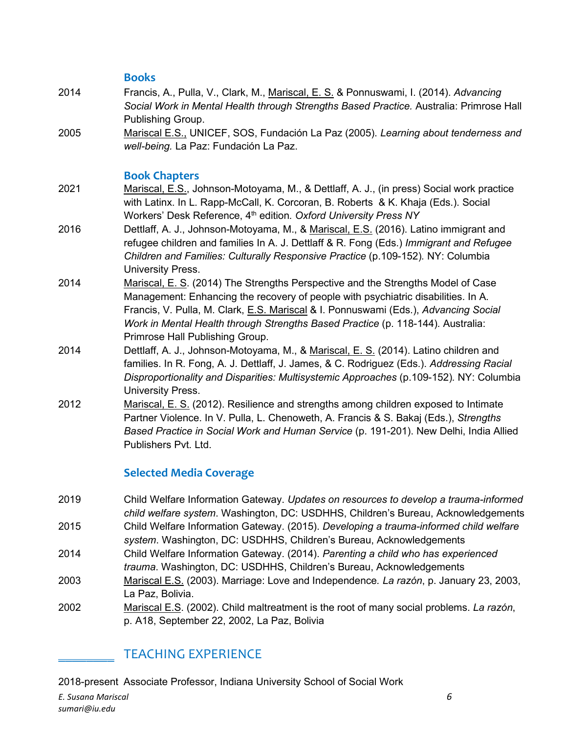### Books

2014 Francis, A., Pulla, V., Clark, M., Mariscal, E. S. & Ponnuswami, I. (2014). *Advancing Social Work in Mental Health through Strengths Based Practice.* Australia: Primrose Hall Publishing Group.

2005 Mariscal E.S., UNICEF, SOS, Fundación La Paz (2005). *Learning about tenderness and well-being.* La Paz: Fundación La Paz.

### Book Chapters

2021 Mariscal, E.S., Johnson-Motoyama, M., & Dettlaff, A. J., (in press) Social work practice with Latinx. In L. Rapp-McCall, K. Corcoran, B. Roberts & K. Khaja (Eds.). Social Workers' Desk Reference, 4th edition. *Oxford University Press NY*

2016 Dettlaff, A. J., Johnson-Motoyama, M., & Mariscal, E.S. (2016). Latino immigrant and refugee children and families In A. J. Dettlaff & R. Fong (Eds.) *Immigrant and Refugee Children and Families: Culturally Responsive Practice* (p.109-152). NY: Columbia University Press.

2014 Mariscal, E. S. (2014) The Strengths Perspective and the Strengths Model of Case Management: Enhancing the recovery of people with psychiatric disabilities. In A. Francis, V. Pulla, M. Clark, E.S. Mariscal & I. Ponnuswami (Eds.), *Advancing Social Work in Mental Health through Strengths Based Practice* (p. 118-144). Australia: Primrose Hall Publishing Group.

2014 Dettlaff, A. J., Johnson-Motoyama, M., & Mariscal, E. S. (2014). Latino children and families. In R. Fong, A. J. Dettlaff, J. James, & C. Rodriguez (Eds.). *Addressing Racial Disproportionality and Disparities: Multisystemic Approaches* (p.109-152). NY: Columbia University Press.

2012 Mariscal, E. S. (2012). Resilience and strengths among children exposed to Intimate Partner Violence. In V. Pulla, L. Chenoweth, A. Francis & S. Bakaj (Eds.), *Strengths Based Practice in Social Work and Human Service* (p. 191-201). New Delhi, India Allied Publishers Pvt. Ltd.

### Selected Media Coverage

2019 Child Welfare Information Gateway. *Updates on resources to develop a trauma-informed child welfare system*. Washington, DC: USDHHS, Children's Bureau, Acknowledgements

2015 Child Welfare Information Gateway. (2015). *Developing a trauma-informed child welfare system*. Washington, DC: USDHHS, Children's Bureau, Acknowledgements

2014 Child Welfare Information Gateway. (2014). *Parenting a child who has experienced trauma.* Washington, DC: USDHHS, Children's Bureau, Acknowledgements

2003 Mariscal E.S. (2003). Marriage: Love and Independence. *La razón*, p. January 23, 2003, La Paz, Bolivia.

2002 Mariscal E.S. (2002). Child maltreatment is the root of many social problems. *La razón*, p. A18, September 22, 2002, La Paz, Bolivia

## TEACHING EXPERIENCE

2018-present Associate Professor, Indiana University School of Social Work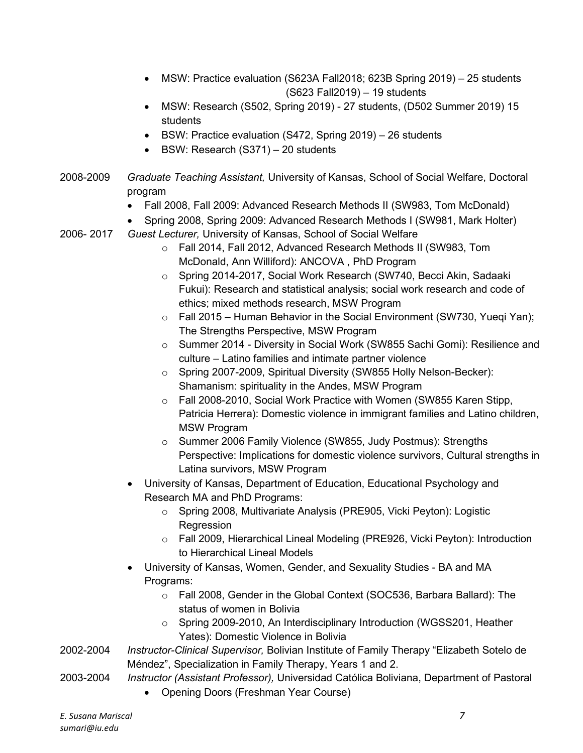- MSW: Practice evaluation (S623A Fall2018; 623B Spring 2019) – 25 students (S623 Fall2019) – 19 students
- MSW: Research (S502, Spring 2019) - 27 students, (D502 Summer 2019) 15 students
- BSW: Practice evaluation (S472, Spring 2019) – 26 students
- BSW: Research (S371) – 20 students

2008-2009 *Graduate Teaching Assistant,* University of Kansas, School of Social Welfare, Doctoral program

- Fall 2008, Fall 2009: Advanced Research Methods II (SW983, Tom McDonald)
- Spring 2008, Spring 2009: Advanced Research Methods I (SW981, Mark Holter)

2006- 2017 *Guest Lecturer,* University of Kansas, School of Social Welfare

- Fall 2014, Fall 2012, Advanced Research Methods II (SW983, Tom McDonald, Ann Williford): ANCOVA , PhD Program
- Spring 2014-2017, Social Work Research (SW740, Becci Akin, Sadaaki Fukui): Research and statistical analysis; social work research and code of ethics; mixed methods research, MSW Program
- Fall 2015 – Human Behavior in the Social Environment (SW730, Yueqi Yan); The Strengths Perspective, MSW Program
- Summer 2014 - Diversity in Social Work (SW855 Sachi Gomi): Resilience and culture – Latino families and intimate partner violence
- Spring 2007-2009, Spiritual Diversity (SW855 Holly Nelson-Becker): Shamanism: spirituality in the Andes, MSW Program
- Fall 2008-2010, Social Work Practice with Women (SW855 Karen Stipp, Patricia Herrera): Domestic violence in immigrant families and Latino children, MSW Program
- Summer 2006 Family Violence (SW855, Judy Postmus): Strengths Perspective: Implications for domestic violence survivors, Cultural strengths in Latina survivors, MSW Program

- University of Kansas, Department of Education, Educational Psychology and Research MA and PhD Programs:
  - Spring 2008, Multivariate Analysis (PRE905, Vicki Peyton): Logistic Regression
  - Fall 2009, Hierarchical Lineal Modeling (PRE926, Vicki Peyton): Introduction to Hierarchical Lineal Models
- University of Kansas, Women, Gender, and Sexuality Studies - BA and MA Programs:
  - Fall 2008, Gender in the Global Context (SOC536, Barbara Ballard): The status of women in Bolivia
  - Spring 2009-2010, An Interdisciplinary Introduction (WGSS201, Heather Yates): Domestic Violence in Bolivia

2002-2004 *Instructor-Clinical Supervisor,* Bolivian Institute of Family Therapy "Elizabeth Sotelo de Méndez", Specialization in Family Therapy, Years 1 and 2.

2003-2004 *Instructor (Assistant Professor),* Universidad Católica Boliviana, Department of Pastoral

- Opening Doors (Freshman Year Course)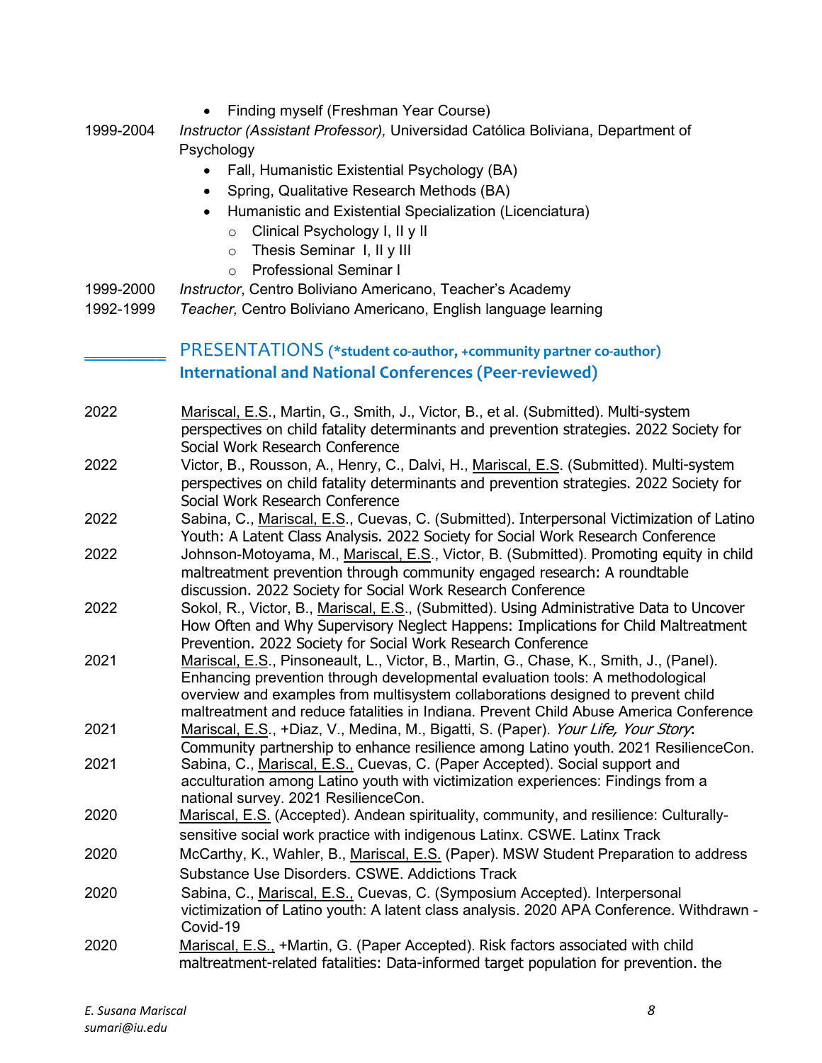- Finding myself (Freshman Year Course)

1999-2004 *Instructor (Assistant Professor),* Universidad Católica Boliviana, Department of Psychology

- Fall, Humanistic Existential Psychology (BA)
- Spring, Qualitative Research Methods (BA)
- Humanistic and Existential Specialization (Licenciatura)
    - Clinical Psychology I, II y II
    - Thesis Seminar I, II y III
    - Professional Seminar I

1999-2000 *Instructor*, Centro Boliviano Americano, Teacher's Academy

1992-1999 *Teacher,* Centro Boliviano Americano, English language learning

## PRESENTATIONS (*student co-author, +community partner co-author)

### International and National Conferences (Peer-reviewed)

2022 Mariscal, E.S., Martin, G., Smith, J., Victor, B., et al. (Submitted). Multi-system perspectives on child fatality determinants and prevention strategies. 2022 Society for Social Work Research Conference

2022 Victor, B., Rousson, A., Henry, C., Dalvi, H., Mariscal, E.S. (Submitted). Multi-system perspectives on child fatality determinants and prevention strategies. 2022 Society for Social Work Research Conference

2022 Sabina, C., Mariscal, E.S., Cuevas, C. (Submitted). Interpersonal Victimization of Latino Youth: A Latent Class Analysis. 2022 Society for Social Work Research Conference

2022 Johnson-Motoyama, M., Mariscal, E.S., Victor, B. (Submitted). Promoting equity in child maltreatment prevention through community engaged research: A roundtable discussion. 2022 Society for Social Work Research Conference

2022 Sokol, R., Victor, B., Mariscal, E.S., (Submitted). Using Administrative Data to Uncover How Often and Why Supervisory Neglect Happens: Implications for Child Maltreatment Prevention. 2022 Society for Social Work Research Conference

2021 Mariscal, E.S., Pinsoneault, L., Victor, B., Martin, G., Chase, K., Smith, J., (Panel). Enhancing prevention through developmental evaluation tools: A methodological overview and examples from multisystem collaborations designed to prevent child maltreatment and reduce fatalities in Indiana. Prevent Child Abuse America Conference

2021 Mariscal, E.S., +Diaz, V., Medina, M., Bigatti, S. (Paper). *Your Life, Your Story*: Community partnership to enhance resilience among Latino youth. 2021 ResilienceCon.

2021 Sabina, C., Mariscal, E.S., Cuevas, C. (Paper Accepted). Social support and acculturation among Latino youth with victimization experiences: Findings from a national survey. 2021 ResilienceCon.

2020 Mariscal, E.S. (Accepted). Andean spirituality, community, and resilience: Culturally-sensitive social work practice with indigenous Latinx. CSWE. Latinx Track

2020 McCarthy, K., Wahler, B., Mariscal, E.S. (Paper). MSW Student Preparation to address Substance Use Disorders. CSWE. Addictions Track

2020 Sabina, C., Mariscal, E.S., Cuevas, C. (Symposium Accepted). Interpersonal victimization of Latino youth: A latent class analysis. 2020 APA Conference. Withdrawn - Covid-19

2020 Mariscal, E.S., +Martin, G. (Paper Accepted). Risk factors associated with child maltreatment-related fatalities: Data-informed target population for prevention. the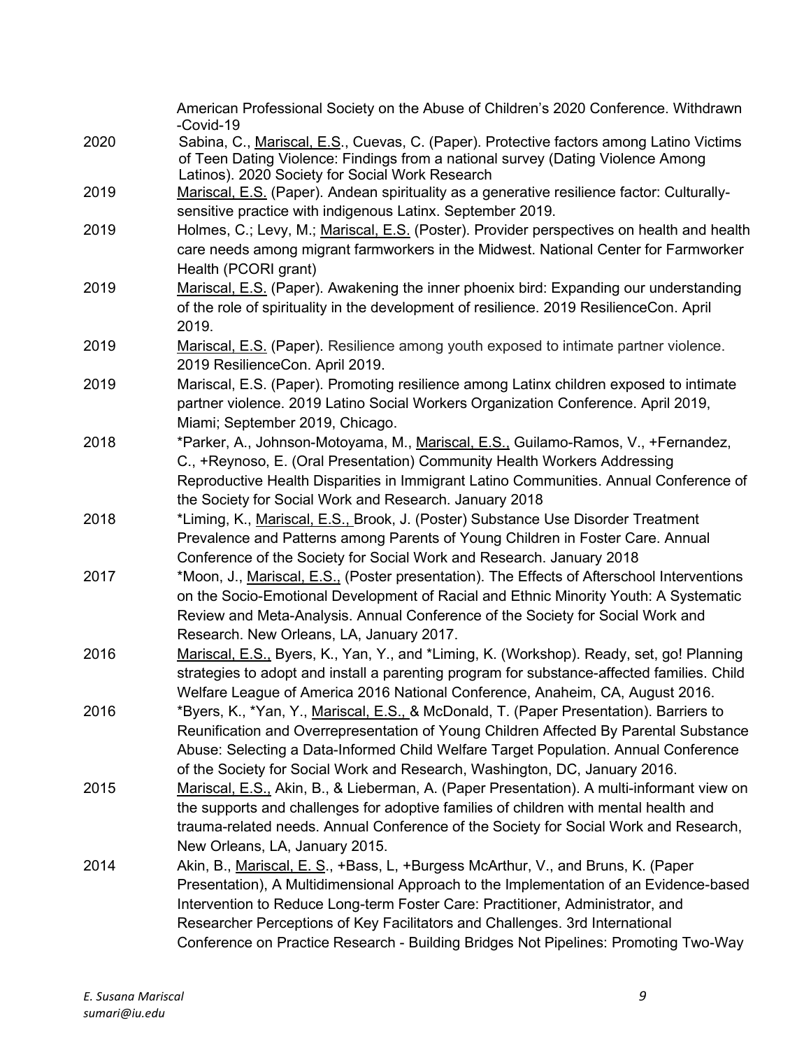American Professional Society on the Abuse of Children's 2020 Conference. Withdrawn -Covid-19

2020 Sabina, C., Mariscal, E.S., Cuevas, C. (Paper). Protective factors among Latino Victims of Teen Dating Violence: Findings from a national survey (Dating Violence Among Latinos). 2020 Society for Social Work Research

2019 Mariscal, E.S. (Paper). Andean spirituality as a generative resilience factor: Culturally-sensitive practice with indigenous Latinx. September 2019.

2019 Holmes, C.; Levy, M.; Mariscal, E.S. (Poster). Provider perspectives on health and health care needs among migrant farmworkers in the Midwest. National Center for Farmworker Health (PCORI grant)

2019 Mariscal, E.S. (Paper). Awakening the inner phoenix bird: Expanding our understanding of the role of spirituality in the development of resilience. 2019 ResilienceCon. April 2019.

2019 Mariscal, E.S. (Paper). Resilience among youth exposed to intimate partner violence. 2019 ResilienceCon. April 2019.

2019 Mariscal, E.S. (Paper). Promoting resilience among Latinx children exposed to intimate partner violence. 2019 Latino Social Workers Organization Conference. April 2019, Miami; September 2019, Chicago.

2018 *Parker, A., Johnson-Motoyama, M., Mariscal, E.S., Guilamo-Ramos, V., +Fernandez, C., +Reynoso, E. (Oral Presentation) Community Health Workers Addressing Reproductive Health Disparities in Immigrant Latino Communities. Annual Conference of the Society for Social Work and Research. January 2018

2018 *Liming, K., Mariscal, E.S., Brook, J. (Poster) Substance Use Disorder Treatment Prevalence and Patterns among Parents of Young Children in Foster Care. Annual Conference of the Society for Social Work and Research. January 2018

2017 *Moon, J., Mariscal, E.S., (Poster presentation). The Effects of Afterschool Interventions on the Socio-Emotional Development of Racial and Ethnic Minority Youth: A Systematic Review and Meta-Analysis. Annual Conference of the Society for Social Work and Research. New Orleans, LA, January 2017.

2016 Mariscal, E.S., Byers, K., Yan, Y., and *Liming, K. (Workshop). Ready, set, go! Planning strategies to adopt and install a parenting program for substance-affected families. Child Welfare League of America 2016 National Conference, Anaheim, CA, August 2016.

2016 *Byers, K., *Yan, Y., Mariscal, E.S., & McDonald, T. (Paper Presentation). Barriers to Reunification and Overrepresentation of Young Children Affected By Parental Substance Abuse: Selecting a Data-Informed Child Welfare Target Population. Annual Conference of the Society for Social Work and Research, Washington, DC, January 2016.

2015 Mariscal, E.S., Akin, B., & Lieberman, A. (Paper Presentation). A multi-informant view on the supports and challenges for adoptive families of children with mental health and trauma-related needs. Annual Conference of the Society for Social Work and Research, New Orleans, LA, January 2015.

2014 Akin, B., Mariscal, E. S., +Bass, L, +Burgess McArthur, V., and Bruns, K. (Paper Presentation), A Multidimensional Approach to the Implementation of an Evidence-based Intervention to Reduce Long-term Foster Care: Practitioner, Administrator, and Researcher Perceptions of Key Facilitators and Challenges. 3rd International Conference on Practice Research - Building Bridges Not Pipelines: Promoting Two-Way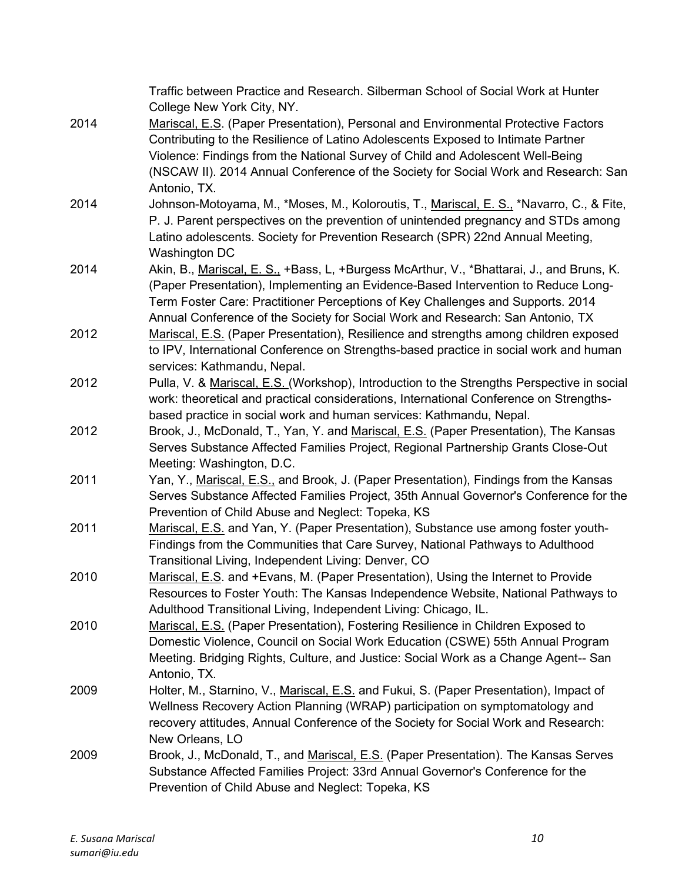Traffic between Practice and Research. Silberman School of Social Work at Hunter College New York City, NY.

2014 Mariscal, E.S. (Paper Presentation), Personal and Environmental Protective Factors Contributing to the Resilience of Latino Adolescents Exposed to Intimate Partner Violence: Findings from the National Survey of Child and Adolescent Well-Being (NSCAW II). 2014 Annual Conference of the Society for Social Work and Research: San Antonio, TX.

2014 Johnson-Motoyama, M., *Moses, M., Koloroutis, T., Mariscal, E. S., *Navarro, C., & Fite, P. J. Parent perspectives on the prevention of unintended pregnancy and STDs among Latino adolescents. Society for Prevention Research (SPR) 22nd Annual Meeting, Washington DC

2014 Akin, B., Mariscal, E. S., +Bass, L, +Burgess McArthur, V., *Bhattarai, J., and Bruns, K. (Paper Presentation), Implementing an Evidence-Based Intervention to Reduce Long-Term Foster Care: Practitioner Perceptions of Key Challenges and Supports. 2014 Annual Conference of the Society for Social Work and Research: San Antonio, TX

2012 Mariscal, E.S. (Paper Presentation), Resilience and strengths among children exposed to IPV, International Conference on Strengths-based practice in social work and human services: Kathmandu, Nepal.

2012 Pulla, V. & Mariscal, E.S. (Workshop), Introduction to the Strengths Perspective in social work: theoretical and practical considerations, International Conference on Strengths-based practice in social work and human services: Kathmandu, Nepal.

2012 Brook, J., McDonald, T., Yan, Y. and Mariscal, E.S. (Paper Presentation), The Kansas Serves Substance Affected Families Project, Regional Partnership Grants Close-Out Meeting: Washington, D.C.

2011 Yan, Y., Mariscal, E.S., and Brook, J. (Paper Presentation), Findings from the Kansas Serves Substance Affected Families Project, 35th Annual Governor's Conference for the Prevention of Child Abuse and Neglect: Topeka, KS

2011 Mariscal, E.S. and Yan, Y. (Paper Presentation), Substance use among foster youth- Findings from the Communities that Care Survey, National Pathways to Adulthood Transitional Living, Independent Living: Denver, CO

2010 Mariscal, E.S. and +Evans, M. (Paper Presentation), Using the Internet to Provide Resources to Foster Youth: The Kansas Independence Website, National Pathways to Adulthood Transitional Living, Independent Living: Chicago, IL.

2010 Mariscal, E.S. (Paper Presentation), Fostering Resilience in Children Exposed to Domestic Violence, Council on Social Work Education (CSWE) 55th Annual Program Meeting. Bridging Rights, Culture, and Justice: Social Work as a Change Agent-- San Antonio, TX.

2009 Holter, M., Starnino, V., Mariscal, E.S. and Fukui, S. (Paper Presentation), Impact of Wellness Recovery Action Planning (WRAP) participation on symptomatology and recovery attitudes, Annual Conference of the Society for Social Work and Research: New Orleans, LO

2009 Brook, J., McDonald, T., and Mariscal, E.S. (Paper Presentation). The Kansas Serves Substance Affected Families Project: 33rd Annual Governor's Conference for the Prevention of Child Abuse and Neglect: Topeka, KS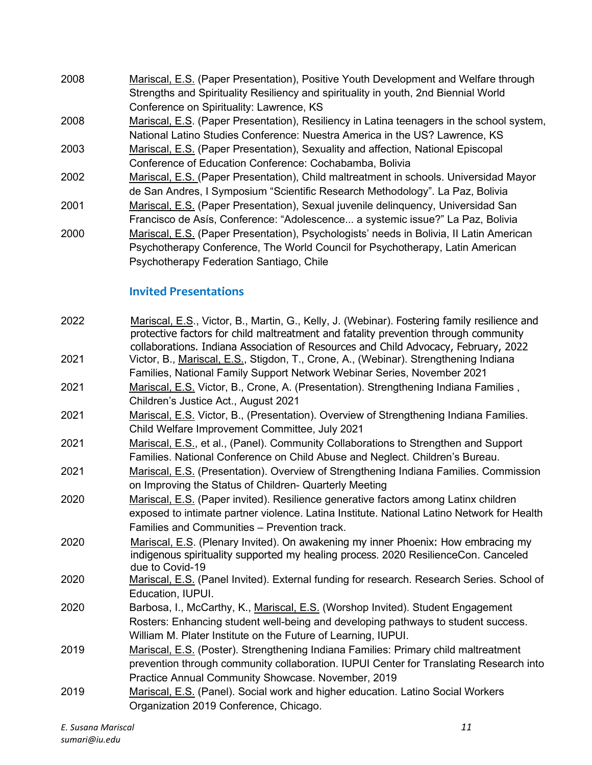2008 Mariscal, E.S. (Paper Presentation), Positive Youth Development and Welfare through Strengths and Spirituality Resiliency and spirituality in youth, 2nd Biennial World Conference on Spirituality: Lawrence, KS

2008 Mariscal, E.S. (Paper Presentation), Resiliency in Latina teenagers in the school system, National Latino Studies Conference: Nuestra America in the US? Lawrence, KS

2003 Mariscal, E.S. (Paper Presentation), Sexuality and affection, National Episcopal Conference of Education Conference: Cochabamba, Bolivia

2002 Mariscal, E.S. (Paper Presentation), Child maltreatment in schools. Universidad Mayor de San Andres, I Symposium "Scientific Research Methodology". La Paz, Bolivia

2001 Mariscal, E.S. (Paper Presentation), Sexual juvenile delinquency, Universidad San Francisco de Asís, Conference: "Adolescence... a systemic issue?" La Paz, Bolivia

2000 Mariscal, E.S. (Paper Presentation), Psychologists' needs in Bolivia, II Latin American Psychotherapy Conference, The World Council for Psychotherapy, Latin American Psychotherapy Federation Santiago, Chile

### Invited Presentations

2022 Mariscal, E.S., Victor, B., Martin, G., Kelly, J. (Webinar). Fostering family resilience and protective factors for child maltreatment and fatality prevention through community collaborations. Indiana Association of Resources and Child Advocacy, February, 2022

2021 Victor, B., Mariscal, E.S., Stigdon, T., Crone, A., (Webinar). Strengthening Indiana Families, National Family Support Network Webinar Series, November 2021

2021 Mariscal, E.S. Victor, B., Crone, A. (Presentation). Strengthening Indiana Families , Children's Justice Act., August 2021

2021 Mariscal, E.S. Victor, B., (Presentation). Overview of Strengthening Indiana Families. Child Welfare Improvement Committee, July 2021

2021 Mariscal, E.S., et al., (Panel). Community Collaborations to Strengthen and Support Families. National Conference on Child Abuse and Neglect. Children's Bureau.

2021 Mariscal, E.S. (Presentation). Overview of Strengthening Indiana Families. Commission on Improving the Status of Children- Quarterly Meeting

2020 Mariscal, E.S. (Paper invited). Resilience generative factors among Latinx children exposed to intimate partner violence. Latina Institute. National Latino Network for Health Families and Communities – Prevention track.

2020 Mariscal, E.S. (Plenary Invited). On awakening my inner Phoenix: How embracing my indigenous spirituality supported my healing process. 2020 ResilienceCon. Canceled due to Covid-19

2020 Mariscal, E.S. (Panel Invited). External funding for research. Research Series. School of Education, IUPUI.

2020 Barbosa, I., McCarthy, K., Mariscal, E.S. (Worshop Invited). Student Engagement Rosters: Enhancing student well-being and developing pathways to student success. William M. Plater Institute on the Future of Learning, IUPUI.

2019 Mariscal, E.S. (Poster). Strengthening Indiana Families: Primary child maltreatment prevention through community collaboration. IUPUI Center for Translating Research into Practice Annual Community Showcase. November, 2019

2019 Mariscal, E.S. (Panel). Social work and higher education. Latino Social Workers Organization 2019 Conference, Chicago.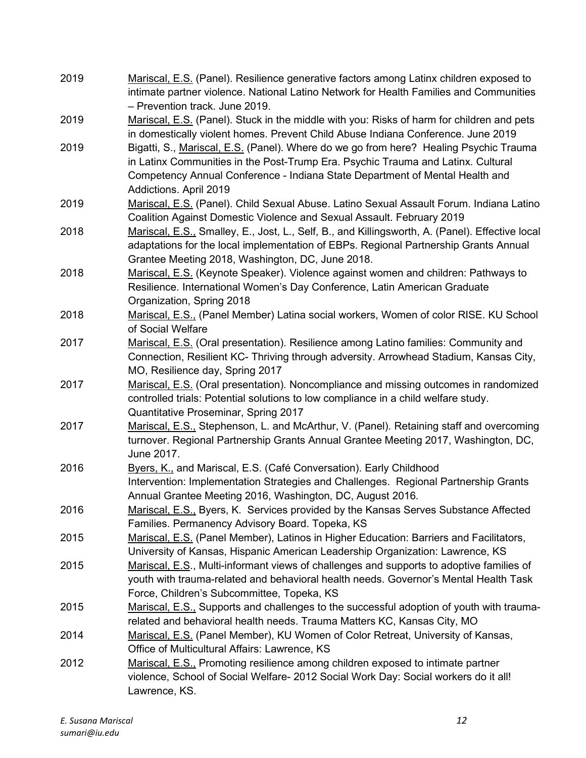2019 Mariscal, E.S. (Panel). Resilience generative factors among Latinx children exposed to intimate partner violence. National Latino Network for Health Families and Communities – Prevention track. June 2019.

2019 Mariscal, E.S. (Panel). Stuck in the middle with you: Risks of harm for children and pets in domestically violent homes. Prevent Child Abuse Indiana Conference. June 2019

2019 Bigatti, S., Mariscal, E.S. (Panel). Where do we go from here? Healing Psychic Trauma in Latinx Communities in the Post-Trump Era. Psychic Trauma and Latinx. Cultural Competency Annual Conference - Indiana State Department of Mental Health and Addictions. April 2019

2019 Mariscal, E.S. (Panel). Child Sexual Abuse. Latino Sexual Assault Forum. Indiana Latino Coalition Against Domestic Violence and Sexual Assault. February 2019

2018 Mariscal, E.S., Smalley, E., Jost, L., Self, B., and Killingsworth, A. (Panel). Effective local adaptations for the local implementation of EBPs. Regional Partnership Grants Annual Grantee Meeting 2018, Washington, DC, June 2018.

2018 Mariscal, E.S. (Keynote Speaker). Violence against women and children: Pathways to Resilience. International Women's Day Conference, Latin American Graduate Organization, Spring 2018

2018 Mariscal, E.S., (Panel Member) Latina social workers, Women of color RISE. KU School of Social Welfare

2017 Mariscal, E.S. (Oral presentation). Resilience among Latino families: Community and Connection, Resilient KC- Thriving through adversity. Arrowhead Stadium, Kansas City, MO, Resilience day, Spring 2017

2017 Mariscal, E.S. (Oral presentation). Noncompliance and missing outcomes in randomized controlled trials: Potential solutions to low compliance in a child welfare study. Quantitative Proseminar, Spring 2017

2017 Mariscal, E.S., Stephenson, L. and McArthur, V. (Panel). Retaining staff and overcoming turnover. Regional Partnership Grants Annual Grantee Meeting 2017, Washington, DC, June 2017.

2016 Byers, K., and Mariscal, E.S. (Café Conversation). Early Childhood Intervention: Implementation Strategies and Challenges. Regional Partnership Grants Annual Grantee Meeting 2016, Washington, DC, August 2016.

2016 Mariscal, E.S., Byers, K. Services provided by the Kansas Serves Substance Affected Families. Permanency Advisory Board. Topeka, KS

2015 Mariscal, E.S. (Panel Member), Latinos in Higher Education: Barriers and Facilitators, University of Kansas, Hispanic American Leadership Organization: Lawrence, KS

2015 Mariscal, E.S., Multi-informant views of challenges and supports to adoptive families of youth with trauma-related and behavioral health needs. Governor's Mental Health Task Force, Children's Subcommittee, Topeka, KS

2015 Mariscal, E.S., Supports and challenges to the successful adoption of youth with trauma-related and behavioral health needs. Trauma Matters KC, Kansas City, MO

2014 Mariscal, E.S. (Panel Member), KU Women of Color Retreat, University of Kansas, Office of Multicultural Affairs: Lawrence, KS

2012 Mariscal, E.S., Promoting resilience among children exposed to intimate partner violence, School of Social Welfare- 2012 Social Work Day: Social workers do it all! Lawrence, KS.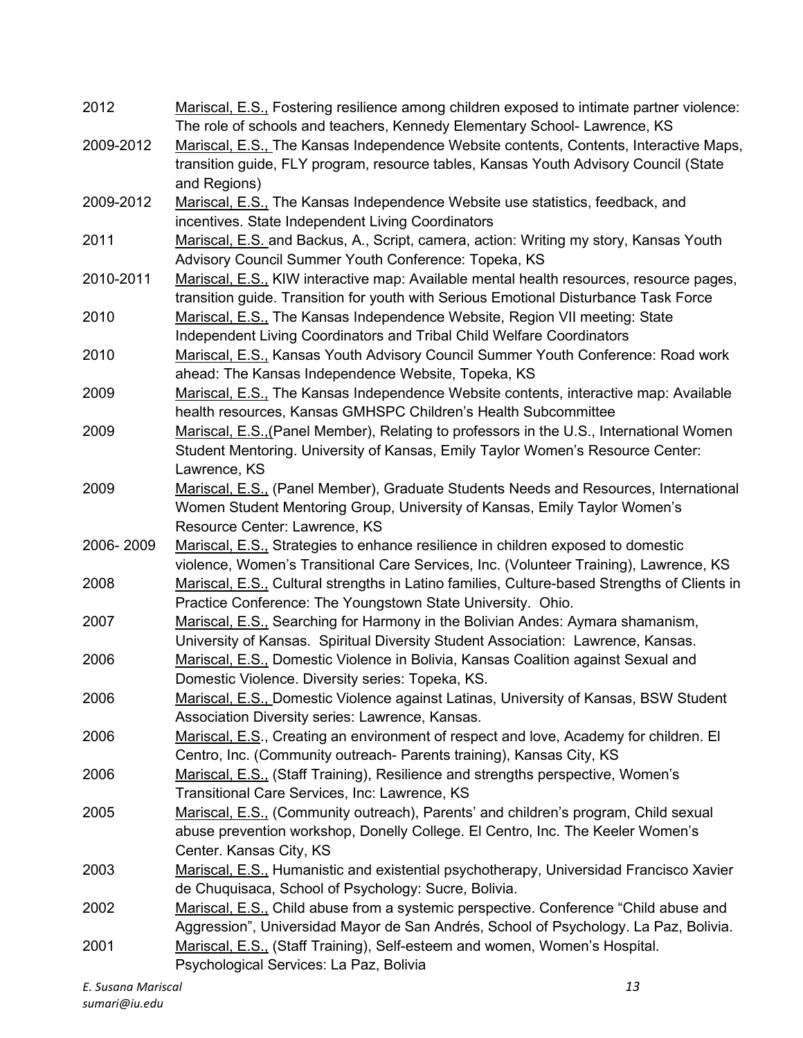2012 Mariscal, E.S., Fostering resilience among children exposed to intimate partner violence: The role of schools and teachers, Kennedy Elementary School- Lawrence, KS

2009-2012 Mariscal, E.S., The Kansas Independence Website contents, Contents, Interactive Maps, transition guide, FLY program, resource tables, Kansas Youth Advisory Council (State and Regions)

2009-2012 Mariscal, E.S., The Kansas Independence Website use statistics, feedback, and incentives. State Independent Living Coordinators

2011 Mariscal, E.S. and Backus, A., Script, camera, action: Writing my story, Kansas Youth Advisory Council Summer Youth Conference: Topeka, KS

2010-2011 Mariscal, E.S., KIW interactive map: Available mental health resources, resource pages, transition guide. Transition for youth with Serious Emotional Disturbance Task Force

2010 Mariscal, E.S., The Kansas Independence Website, Region VII meeting: State Independent Living Coordinators and Tribal Child Welfare Coordinators

2010 Mariscal, E.S., Kansas Youth Advisory Council Summer Youth Conference: Road work ahead: The Kansas Independence Website, Topeka, KS

2009 Mariscal, E.S., The Kansas Independence Website contents, interactive map: Available health resources, Kansas GMHSPC Children's Health Subcommittee

2009 Mariscal, E.S.,(Panel Member), Relating to professors in the U.S., International Women Student Mentoring. University of Kansas, Emily Taylor Women's Resource Center: Lawrence, KS

2009 Mariscal, E.S., (Panel Member), Graduate Students Needs and Resources, International Women Student Mentoring Group, University of Kansas, Emily Taylor Women's Resource Center: Lawrence, KS

2006- 2009 Mariscal, E.S., Strategies to enhance resilience in children exposed to domestic violence, Women's Transitional Care Services, Inc. (Volunteer Training), Lawrence, KS

2008 Mariscal, E.S., Cultural strengths in Latino families, Culture-based Strengths of Clients in Practice Conference: The Youngstown State University. Ohio.

2007 Mariscal, E.S., Searching for Harmony in the Bolivian Andes: Aymara shamanism, University of Kansas. Spiritual Diversity Student Association: Lawrence, Kansas.

2006 Mariscal, E.S., Domestic Violence in Bolivia, Kansas Coalition against Sexual and Domestic Violence. Diversity series: Topeka, KS.

2006 Mariscal, E.S., Domestic Violence against Latinas, University of Kansas, BSW Student Association Diversity series: Lawrence, Kansas.

2006 Mariscal, E.S., Creating an environment of respect and love, Academy for children. El Centro, Inc. (Community outreach- Parents training), Kansas City, KS

2006 Mariscal, E.S., (Staff Training), Resilience and strengths perspective, Women's Transitional Care Services, Inc: Lawrence, KS

2005 Mariscal, E.S., (Community outreach), Parents' and children's program, Child sexual abuse prevention workshop, Donelly College. El Centro, Inc. The Keeler Women's Center. Kansas City, KS

2003 Mariscal, E.S., Humanistic and existential psychotherapy, Universidad Francisco Xavier de Chuquisaca, School of Psychology: Sucre, Bolivia.

2002 Mariscal, E.S., Child abuse from a systemic perspective. Conference "Child abuse and Aggression", Universidad Mayor de San Andrés, School of Psychology. La Paz, Bolivia.

2001 Mariscal, E.S., (Staff Training), Self-esteem and women, Women's Hospital. Psychological Services: La Paz, Bolivia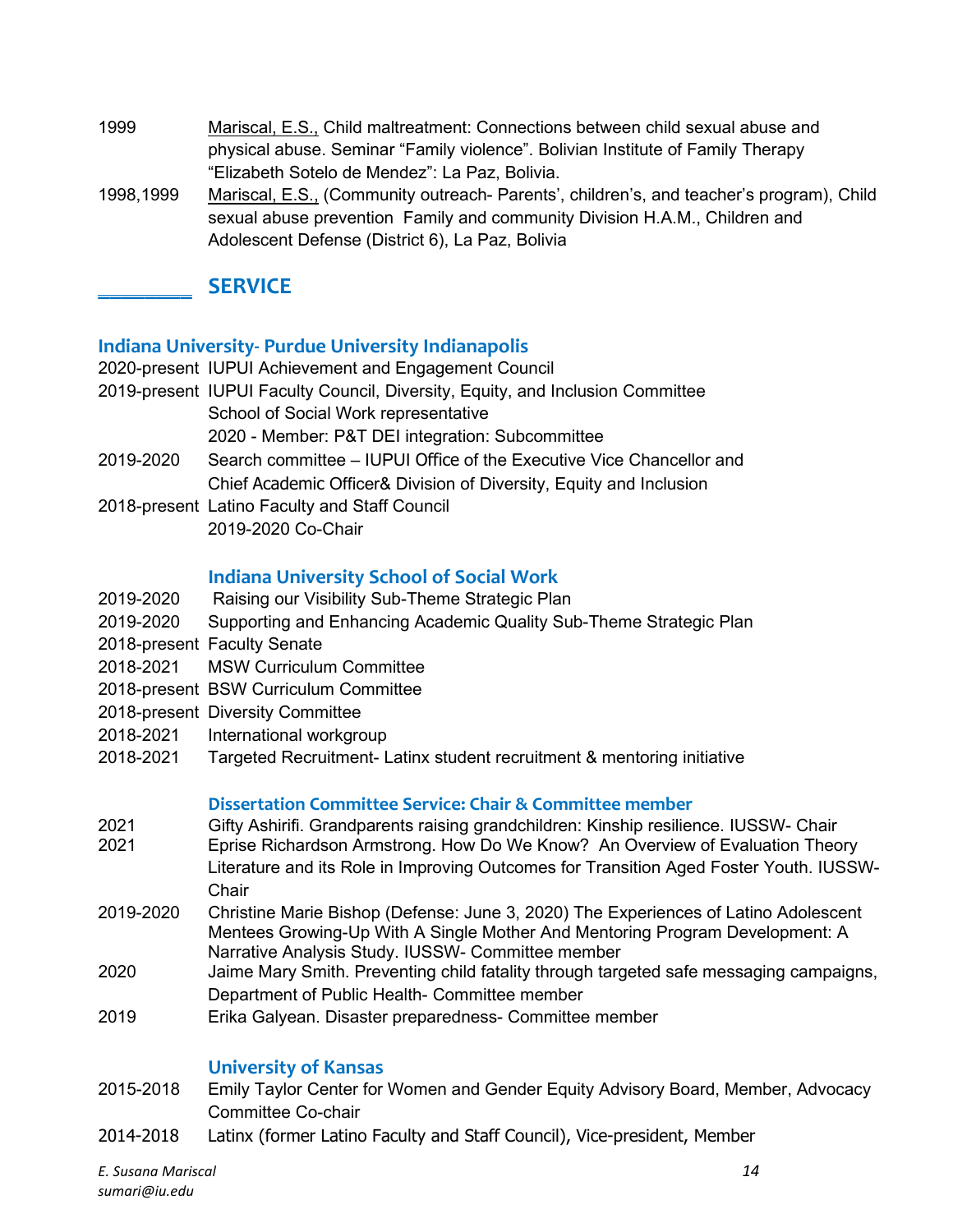1999 Mariscal, E.S., Child maltreatment: Connections between child sexual abuse and physical abuse. Seminar “Family violence”. Bolivian Institute of Family Therapy “Elizabeth Sotelo de Mendez”: La Paz, Bolivia.

1998,1999 Mariscal, E.S., (Community outreach- Parents’, children’s, and teacher’s program), Child sexual abuse prevention Family and community Division H.A.M., Children and Adolescent Defense (District 6), La Paz, Bolivia

## SERVICE

### Indiana University- Purdue University Indianapolis

2020-present IUPUI Achievement and Engagement Council

2019-present IUPUI Faculty Council, Diversity, Equity, and Inclusion Committee
School of Social Work representative
2020 - Member: P&T DEI integration: Subcommittee

2019-2020 Search committee – IUPUI Office of the Executive Vice Chancellor and Chief Academic Officer& Division of Diversity, Equity and Inclusion

2018-present Latino Faculty and Staff Council
2019-2020 Co-Chair

### Indiana University School of Social Work

2019-2020 Raising our Visibility Sub-Theme Strategic Plan

2019-2020 Supporting and Enhancing Academic Quality Sub-Theme Strategic Plan

2018-present Faculty Senate

2018-2021 MSW Curriculum Committee

2018-present BSW Curriculum Committee

2018-present Diversity Committee

2018-2021 International workgroup

2018-2021 Targeted Recruitment- Latinx student recruitment & mentoring initiative

### Dissertation Committee Service: Chair & Committee member

2021 Gifty Ashirifi. Grandparents raising grandchildren: Kinship resilience. IUSSW- Chair

2021 Eprise Richardson Armstrong. How Do We Know? An Overview of Evaluation Theory Literature and its Role in Improving Outcomes for Transition Aged Foster Youth. IUSSW-Chair

2019-2020 Christine Marie Bishop (Defense: June 3, 2020) The Experiences of Latino Adolescent Mentees Growing-Up With A Single Mother And Mentoring Program Development: A Narrative Analysis Study. IUSSW- Committee member

2020 Jaime Mary Smith. Preventing child fatality through targeted safe messaging campaigns, Department of Public Health- Committee member

2019 Erika Galyean. Disaster preparedness- Committee member

### University of Kansas

2015-2018 Emily Taylor Center for Women and Gender Equity Advisory Board, Member, Advocacy Committee Co-chair

2014-2018 Latinx (former Latino Faculty and Staff Council), Vice-president, Member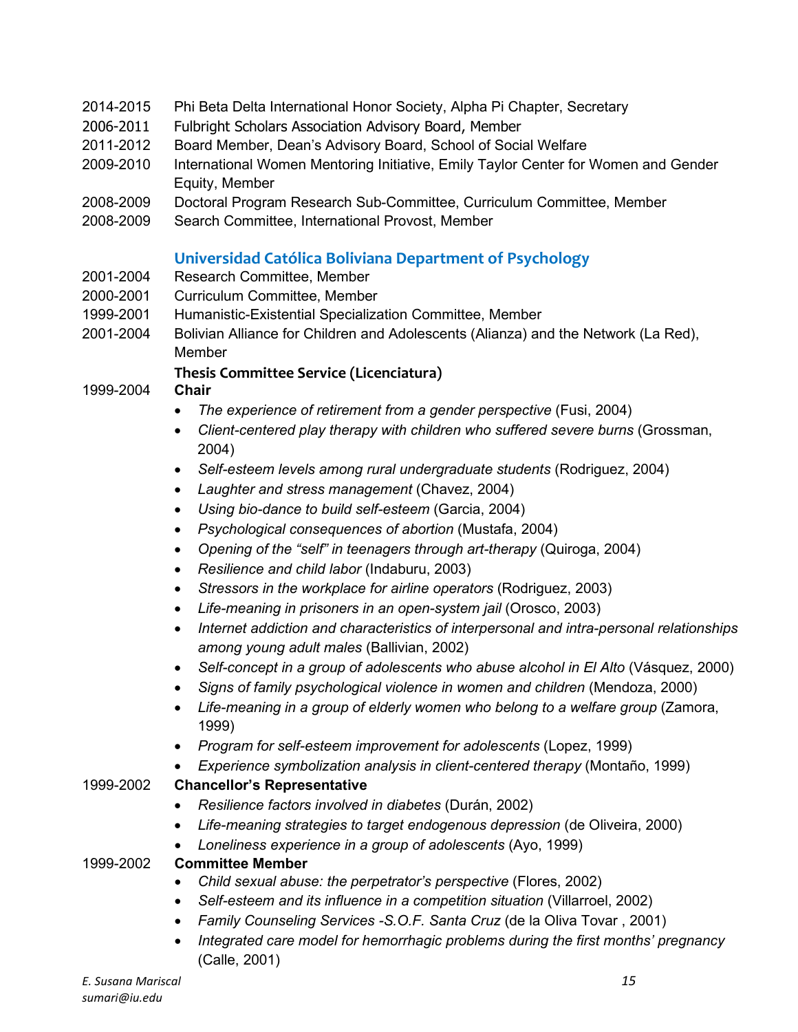2014-2015 Phi Beta Delta International Honor Society, Alpha Pi Chapter, Secretary
2006-2011 Fulbright Scholars Association Advisory Board, Member
2011-2012 Board Member, Dean's Advisory Board, School of Social Welfare
2009-2010 International Women Mentoring Initiative, Emily Taylor Center for Women and Gender Equity, Member
2008-2009 Doctoral Program Research Sub-Committee, Curriculum Committee, Member
2008-2009 Search Committee, International Provost, Member

### Universidad Católica Boliviana Department of Psychology

2001-2004 Research Committee, Member
2000-2001 Curriculum Committee, Member
1999-2001 Humanistic-Existential Specialization Committee, Member
2001-2004 Bolivian Alliance for Children and Adolescents (Alianza) and the Network (La Red), Member

**Thesis Committee Service (Licenciatura)**

1999-2004 **Chair**

- *The experience of retirement from a gender perspective* (Fusi, 2004)
- *Client-centered play therapy with children who suffered severe burns* (Grossman, 2004)
- *Self-esteem levels among rural undergraduate students* (Rodriguez, 2004)
- *Laughter and stress management* (Chavez, 2004)
- *Using bio-dance to build self-esteem* (Garcia, 2004)
- *Psychological consequences of abortion* (Mustafa, 2004)
- *Opening of the "self" in teenagers through art-therapy* (Quiroga, 2004)
- *Resilience and child labor* (Indaburu, 2003)
- *Stressors in the workplace for airline operators* (Rodriguez, 2003)
- *Life-meaning in prisoners in an open-system jail* (Orosco, 2003)
- *Internet addiction and characteristics of interpersonal and intra-personal relationships among young adult males* (Ballivian, 2002)
- *Self-concept in a group of adolescents who abuse alcohol in El Alto* (Vásquez, 2000)
- *Signs of family psychological violence in women and children* (Mendoza, 2000)
- *Life-meaning in a group of elderly women who belong to a welfare group* (Zamora, 1999)
- *Program for self-esteem improvement for adolescents* (Lopez, 1999)
- *Experience symbolization analysis in client-centered therapy* (Montaño, 1999)

1999-2002 **Chancellor's Representative**

- *Resilience factors involved in diabetes* (Durán, 2002)
- *Life-meaning strategies to target endogenous depression* (de Oliveira, 2000)
- *Loneliness experience in a group of adolescents* (Ayo, 1999)

1999-2002 **Committee Member**

- *Child sexual abuse: the perpetrator's perspective* (Flores, 2002)
- *Self-esteem and its influence in a competition situation* (Villarroel, 2002)
- *Family Counseling Services -S.O.F. Santa Cruz* (de la Oliva Tovar , 2001)
- *Integrated care model for hemorrhagic problems during the first months' pregnancy* (Calle, 2001)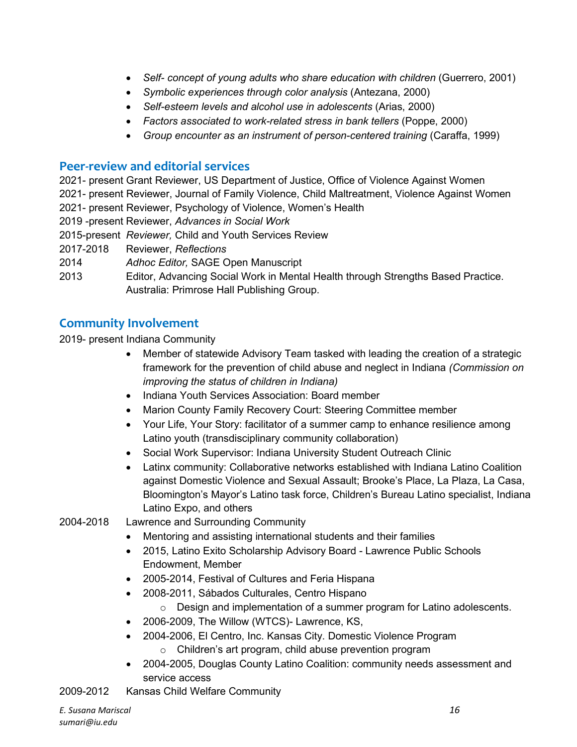- *Self- concept of young adults who share education with children* (Guerrero, 2001)
- *Symbolic experiences through color analysis* (Antezana, 2000)
- *Self-esteem levels and alcohol use in adolescents* (Arias, 2000)
- *Factors associated to work-related stress in bank tellers* (Poppe, 2000)
- *Group encounter as an instrument of person-centered training* (Caraffa, 1999)

## Peer-review and editorial services

2021- present Grant Reviewer, US Department of Justice, Office of Violence Against Women
2021- present Reviewer, Journal of Family Violence, Child Maltreatment, Violence Against Women
2021- present Reviewer, Psychology of Violence, Women's Health
2019 -present Reviewer, *Advances in Social Work*
2015-present *Reviewer,* Child and Youth Services Review
2017-2018 Reviewer, *Reflections*
2014 *Adhoc Editor,* SAGE Open Manuscript
2013 Editor, Advancing Social Work in Mental Health through Strengths Based Practice. Australia: Primrose Hall Publishing Group.

## Community Involvement

2019- present Indiana Community

- Member of statewide Advisory Team tasked with leading the creation of a strategic framework for the prevention of child abuse and neglect in Indiana *(Commission on improving the status of children in Indiana)*
- Indiana Youth Services Association: Board member
- Marion County Family Recovery Court: Steering Committee member
- Your Life, Your Story: facilitator of a summer camp to enhance resilience among Latino youth (transdisciplinary community collaboration)
- Social Work Supervisor: Indiana University Student Outreach Clinic
- Latinx community: Collaborative networks established with Indiana Latino Coalition against Domestic Violence and Sexual Assault; Brooke's Place, La Plaza, La Casa, Bloomington's Mayor's Latino task force, Children's Bureau Latino specialist, Indiana Latino Expo, and others

2004-2018 Lawrence and Surrounding Community

- Mentoring and assisting international students and their families
- 2015, Latino Exito Scholarship Advisory Board - Lawrence Public Schools Endowment, Member
- 2005-2014, Festival of Cultures and Feria Hispana
- 2008-2011, Sábados Culturales, Centro Hispano
  - Design and implementation of a summer program for Latino adolescents.
- 2006-2009, The Willow (WTCS)- Lawrence, KS,
- 2004-2006, El Centro, Inc. Kansas City. Domestic Violence Program
  - Children's art program, child abuse prevention program
- 2004-2005, Douglas County Latino Coalition: community needs assessment and service access

2009-2012 Kansas Child Welfare Community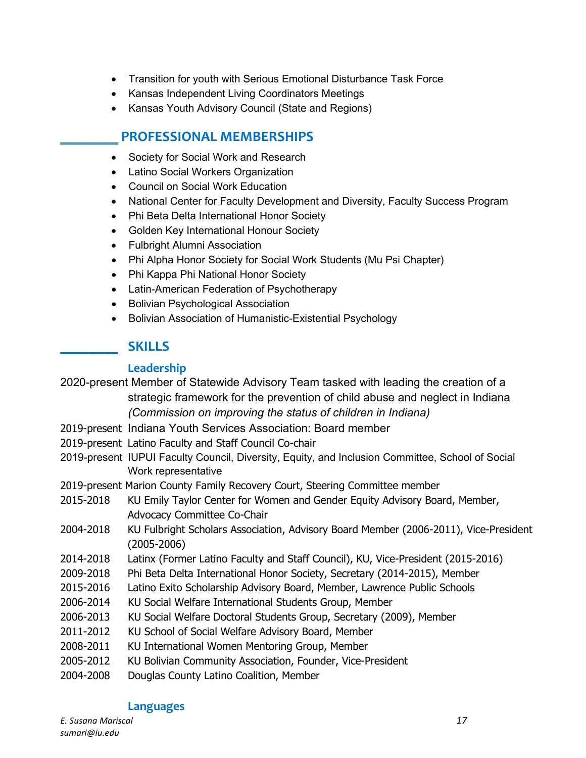- Transition for youth with Serious Emotional Disturbance Task Force
- Kansas Independent Living Coordinators Meetings
- Kansas Youth Advisory Council (State and Regions)

## PROFESSIONAL MEMBERSHIPS

- Society for Social Work and Research
- Latino Social Workers Organization
- Council on Social Work Education
- National Center for Faculty Development and Diversity, Faculty Success Program
- Phi Beta Delta International Honor Society
- Golden Key International Honour Society
- Fulbright Alumni Association
- Phi Alpha Honor Society for Social Work Students (Mu Psi Chapter)
- Phi Kappa Phi National Honor Society
- Latin-American Federation of Psychotherapy
- Bolivian Psychological Association
- Bolivian Association of Humanistic-Existential Psychology

## SKILLS

### Leadership

2020-present Member of Statewide Advisory Team tasked with leading the creation of a strategic framework for the prevention of child abuse and neglect in Indiana *(Commission on improving the status of children in Indiana)*

2019-present Indiana Youth Services Association: Board member

2019-present Latino Faculty and Staff Council Co-chair

2019-present IUPUI Faculty Council, Diversity, Equity, and Inclusion Committee, School of Social Work representative

2019-present Marion County Family Recovery Court, Steering Committee member

2015-2018 KU Emily Taylor Center for Women and Gender Equity Advisory Board, Member, Advocacy Committee Co-Chair

2004-2018 KU Fulbright Scholars Association, Advisory Board Member (2006-2011), Vice-President (2005-2006)

2014-2018 Latinx (Former Latino Faculty and Staff Council), KU, Vice-President (2015-2016)

2009-2018 Phi Beta Delta International Honor Society, Secretary (2014-2015), Member

2015-2016 Latino Exito Scholarship Advisory Board, Member, Lawrence Public Schools

2006-2014 KU Social Welfare International Students Group, Member

2006-2013 KU Social Welfare Doctoral Students Group, Secretary (2009), Member

2011-2012 KU School of Social Welfare Advisory Board, Member

2008-2011 KU International Women Mentoring Group, Member

2005-2012 KU Bolivian Community Association, Founder, Vice-President

2004-2008 Douglas County Latino Coalition, Member

### Languages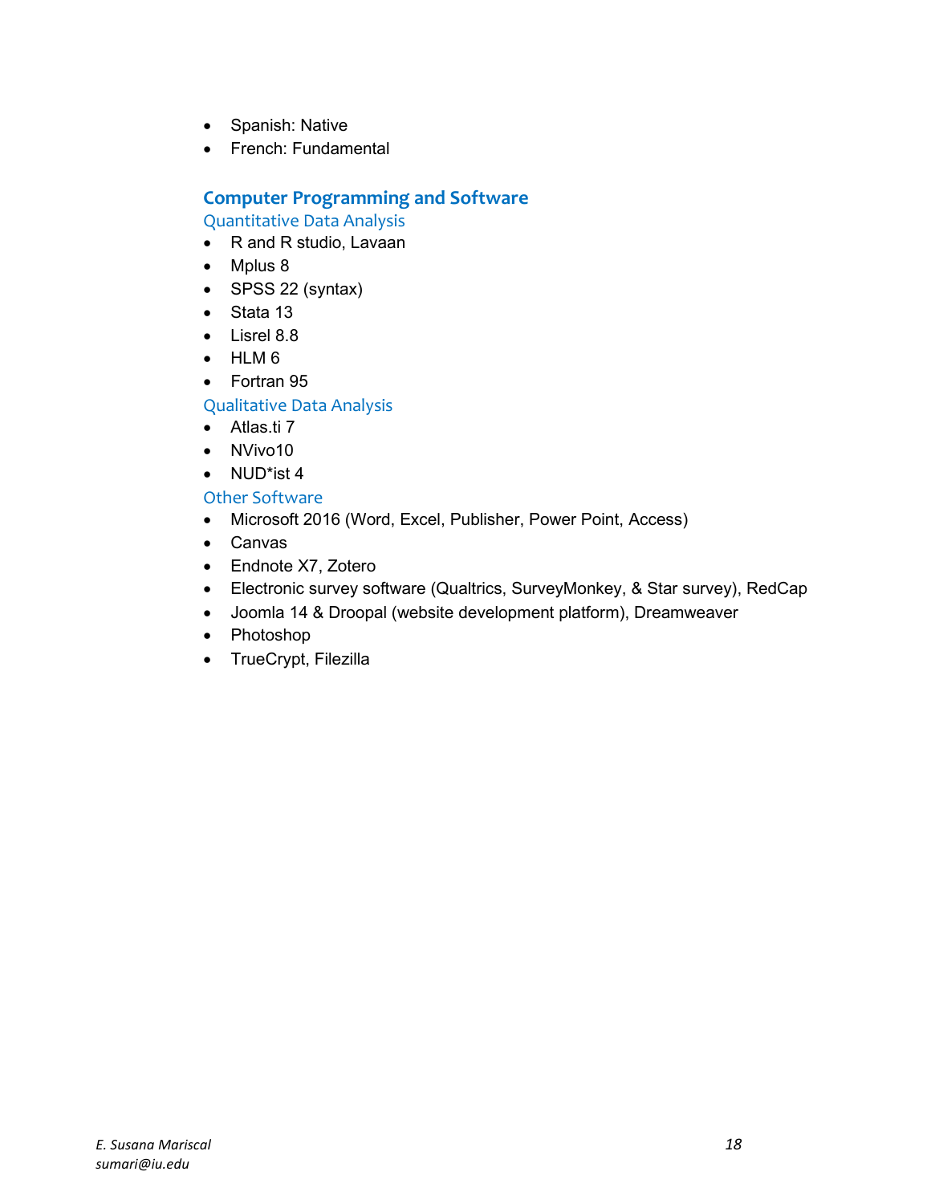- Spanish: Native
- French: Fundamental

## Computer Programming and Software

### Quantitative Data Analysis

- R and R studio, Lavaan
- Mplus 8
- SPSS 22 (syntax)
- Stata 13
- Lisrel 8.8
- HLM 6
- Fortran 95

### Qualitative Data Analysis

- Atlas.ti 7
- NVivo10
- NUD*ist 4

### Other Software

- Microsoft 2016 (Word, Excel, Publisher, Power Point, Access)
- Canvas
- Endnote X7, Zotero
- Electronic survey software (Qualtrics, SurveyMonkey, & Star survey), RedCap
- Joomla 14 & Droopal (website development platform), Dreamweaver
- Photoshop
- TrueCrypt, Filezilla